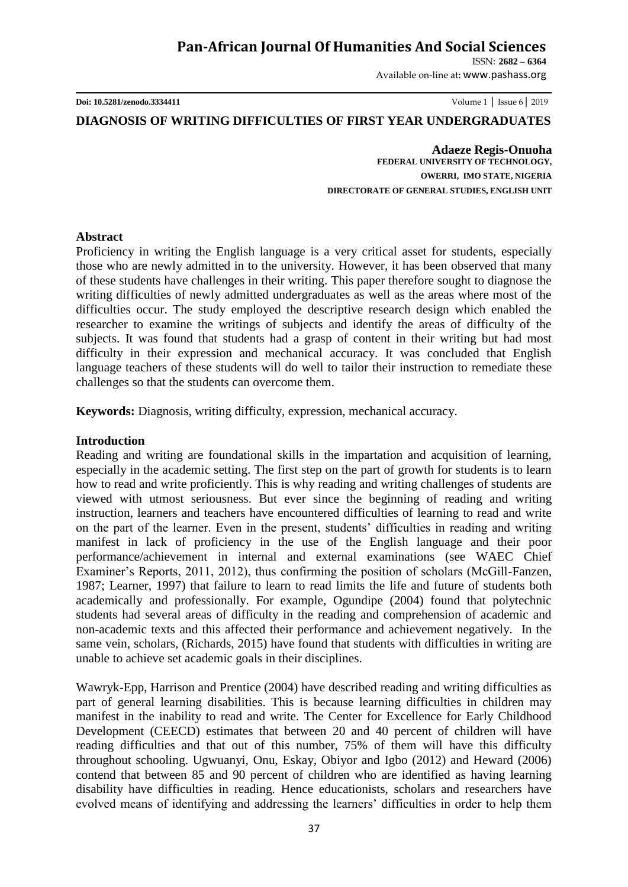# DIAGNOSIS OF WRITING DIFFICULTIES OF FIRST YEAR UNDERGRADUATES

**Adaeze Regis-Onuoha**
**FEDERAL UNIVERSITY OF TECHNOLOGY, OWERRI, IMO STATE, NIGERIA**
**DIRECTORATE OF GENERAL STUDIES, ENGLISH UNIT**

## Abstract

Proficiency in writing the English language is a very critical asset for students, especially those who are newly admitted in to the university. However, it has been observed that many of these students have challenges in their writing. This paper therefore sought to diagnose the writing difficulties of newly admitted undergraduates as well as the areas where most of the difficulties occur. The study employed the descriptive research design which enabled the researcher to examine the writings of subjects and identify the areas of difficulty of the subjects. It was found that students had a grasp of content in their writing but had most difficulty in their expression and mechanical accuracy. It was concluded that English language teachers of these students will do well to tailor their instruction to remediate these challenges so that the students can overcome them.

**Keywords:** Diagnosis, writing difficulty, expression, mechanical accuracy.

## Introduction

Reading and writing are foundational skills in the impartation and acquisition of learning, especially in the academic setting. The first step on the part of growth for students is to learn how to read and write proficiently. This is why reading and writing challenges of students are viewed with utmost seriousness. But ever since the beginning of reading and writing instruction, learners and teachers have encountered difficulties of learning to read and write on the part of the learner. Even in the present, students' difficulties in reading and writing manifest in lack of proficiency in the use of the English language and their poor performance/achievement in internal and external examinations (see WAEC Chief Examiner's Reports, 2011, 2012), thus confirming the position of scholars (McGill-Fanzen, 1987; Learner, 1997) that failure to learn to read limits the life and future of students both academically and professionally. For example, Ogundipe (2004) found that polytechnic students had several areas of difficulty in the reading and comprehension of academic and non-academic texts and this affected their performance and achievement negatively. In the same vein, scholars, (Richards, 2015) have found that students with difficulties in writing are unable to achieve set academic goals in their disciplines.

Wawryk-Epp, Harrison and Prentice (2004) have described reading and writing difficulties as part of general learning disabilities. This is because learning difficulties in children may manifest in the inability to read and write. The Center for Excellence for Early Childhood Development (CEECD) estimates that between 20 and 40 percent of children will have reading difficulties and that out of this number, 75% of them will have this difficulty throughout schooling. Ugwuanyi, Onu, Eskay, Obiyor and Igbo (2012) and Heward (2006) contend that between 85 and 90 percent of children who are identified as having learning disability have difficulties in reading. Hence educationists, scholars and researchers have evolved means of identifying and addressing the learners' difficulties in order to help them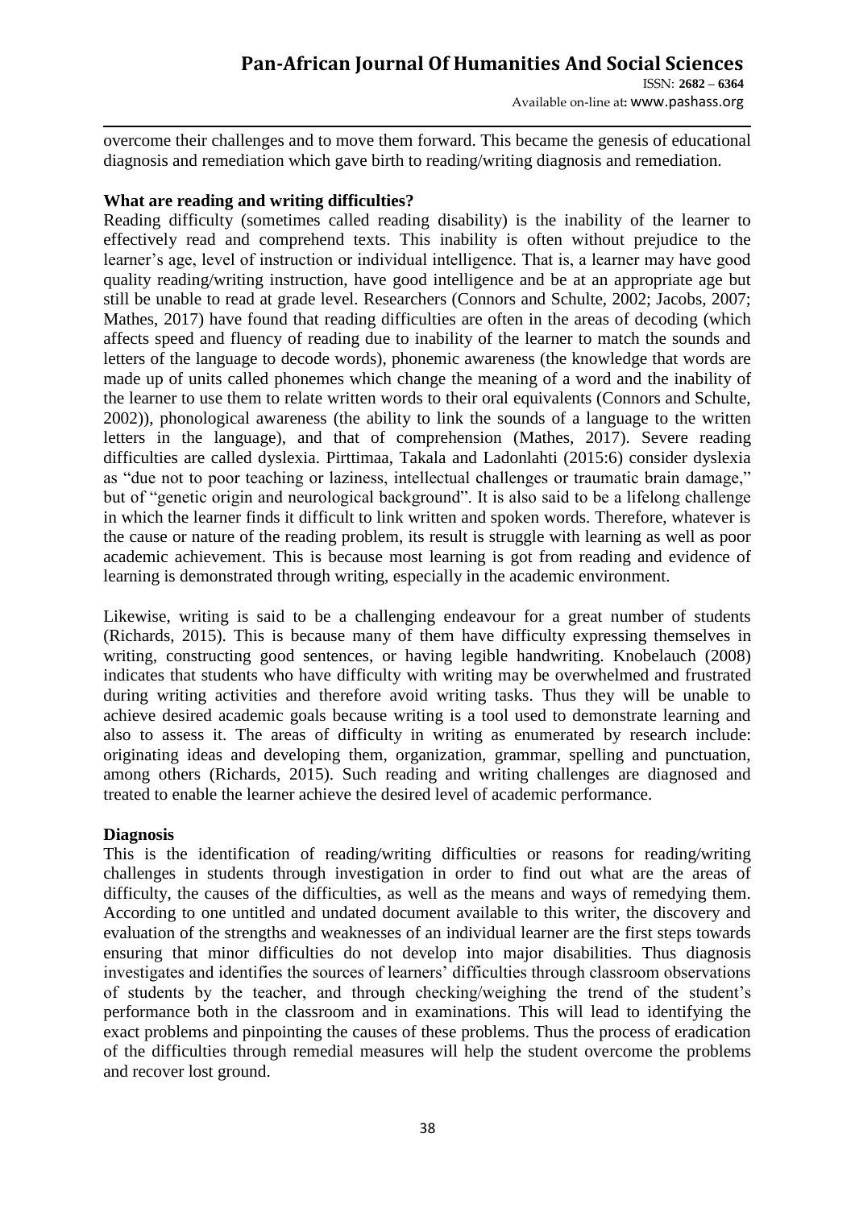overcome their challenges and to move them forward. This became the genesis of educational diagnosis and remediation which gave birth to reading/writing diagnosis and remediation.

**What are reading and writing difficulties?**

Reading difficulty (sometimes called reading disability) is the inability of the learner to effectively read and comprehend texts. This inability is often without prejudice to the learner's age, level of instruction or individual intelligence. That is, a learner may have good quality reading/writing instruction, have good intelligence and be at an appropriate age but still be unable to read at grade level. Researchers (Connors and Schulte, 2002; Jacobs, 2007; Mathes, 2017) have found that reading difficulties are often in the areas of decoding (which affects speed and fluency of reading due to inability of the learner to match the sounds and letters of the language to decode words), phonemic awareness (the knowledge that words are made up of units called phonemes which change the meaning of a word and the inability of the learner to use them to relate written words to their oral equivalents (Connors and Schulte, 2002)), phonological awareness (the ability to link the sounds of a language to the written letters in the language), and that of comprehension (Mathes, 2017). Severe reading difficulties are called dyslexia. Pirttimaa, Takala and Ladonlahti (2015:6) consider dyslexia as "due not to poor teaching or laziness, intellectual challenges or traumatic brain damage," but of "genetic origin and neurological background". It is also said to be a lifelong challenge in which the learner finds it difficult to link written and spoken words. Therefore, whatever is the cause or nature of the reading problem, its result is struggle with learning as well as poor academic achievement. This is because most learning is got from reading and evidence of learning is demonstrated through writing, especially in the academic environment.

Likewise, writing is said to be a challenging endeavour for a great number of students (Richards, 2015). This is because many of them have difficulty expressing themselves in writing, constructing good sentences, or having legible handwriting. Knobelauch (2008) indicates that students who have difficulty with writing may be overwhelmed and frustrated during writing activities and therefore avoid writing tasks. Thus they will be unable to achieve desired academic goals because writing is a tool used to demonstrate learning and also to assess it. The areas of difficulty in writing as enumerated by research include: originating ideas and developing them, organization, grammar, spelling and punctuation, among others (Richards, 2015). Such reading and writing challenges are diagnosed and treated to enable the learner achieve the desired level of academic performance.

**Diagnosis**

This is the identification of reading/writing difficulties or reasons for reading/writing challenges in students through investigation in order to find out what are the areas of difficulty, the causes of the difficulties, as well as the means and ways of remedying them. According to one untitled and undated document available to this writer, the discovery and evaluation of the strengths and weaknesses of an individual learner are the first steps towards ensuring that minor difficulties do not develop into major disabilities. Thus diagnosis investigates and identifies the sources of learners' difficulties through classroom observations of students by the teacher, and through checking/weighing the trend of the student's performance both in the classroom and in examinations. This will lead to identifying the exact problems and pinpointing the causes of these problems. Thus the process of eradication of the difficulties through remedial measures will help the student overcome the problems and recover lost ground.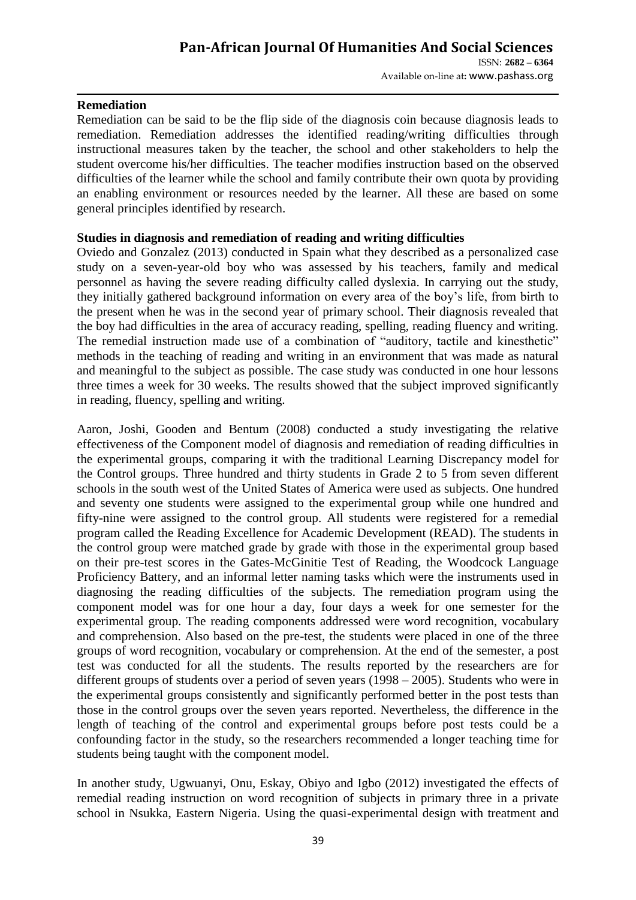**Remediation**

Remediation can be said to be the flip side of the diagnosis coin because diagnosis leads to remediation. Remediation addresses the identified reading/writing difficulties through instructional measures taken by the teacher, the school and other stakeholders to help the student overcome his/her difficulties. The teacher modifies instruction based on the observed difficulties of the learner while the school and family contribute their own quota by providing an enabling environment or resources needed by the learner. All these are based on some general principles identified by research.

**Studies in diagnosis and remediation of reading and writing difficulties**

Oviedo and Gonzalez (2013) conducted in Spain what they described as a personalized case study on a seven-year-old boy who was assessed by his teachers, family and medical personnel as having the severe reading difficulty called dyslexia. In carrying out the study, they initially gathered background information on every area of the boy's life, from birth to the present when he was in the second year of primary school. Their diagnosis revealed that the boy had difficulties in the area of accuracy reading, spelling, reading fluency and writing. The remedial instruction made use of a combination of "auditory, tactile and kinesthetic" methods in the teaching of reading and writing in an environment that was made as natural and meaningful to the subject as possible. The case study was conducted in one hour lessons three times a week for 30 weeks. The results showed that the subject improved significantly in reading, fluency, spelling and writing.

Aaron, Joshi, Gooden and Bentum (2008) conducted a study investigating the relative effectiveness of the Component model of diagnosis and remediation of reading difficulties in the experimental groups, comparing it with the traditional Learning Discrepancy model for the Control groups. Three hundred and thirty students in Grade 2 to 5 from seven different schools in the south west of the United States of America were used as subjects. One hundred and seventy one students were assigned to the experimental group while one hundred and fifty-nine were assigned to the control group. All students were registered for a remedial program called the Reading Excellence for Academic Development (READ). The students in the control group were matched grade by grade with those in the experimental group based on their pre-test scores in the Gates-McGinitie Test of Reading, the Woodcock Language Proficiency Battery, and an informal letter naming tasks which were the instruments used in diagnosing the reading difficulties of the subjects. The remediation program using the component model was for one hour a day, four days a week for one semester for the experimental group. The reading components addressed were word recognition, vocabulary and comprehension. Also based on the pre-test, the students were placed in one of the three groups of word recognition, vocabulary or comprehension. At the end of the semester, a post test was conducted for all the students. The results reported by the researchers are for different groups of students over a period of seven years (1998 – 2005). Students who were in the experimental groups consistently and significantly performed better in the post tests than those in the control groups over the seven years reported. Nevertheless, the difference in the length of teaching of the control and experimental groups before post tests could be a confounding factor in the study, so the researchers recommended a longer teaching time for students being taught with the component model.

In another study, Ugwuanyi, Onu, Eskay, Obiyo and Igbo (2012) investigated the effects of remedial reading instruction on word recognition of subjects in primary three in a private school in Nsukka, Eastern Nigeria. Using the quasi-experimental design with treatment and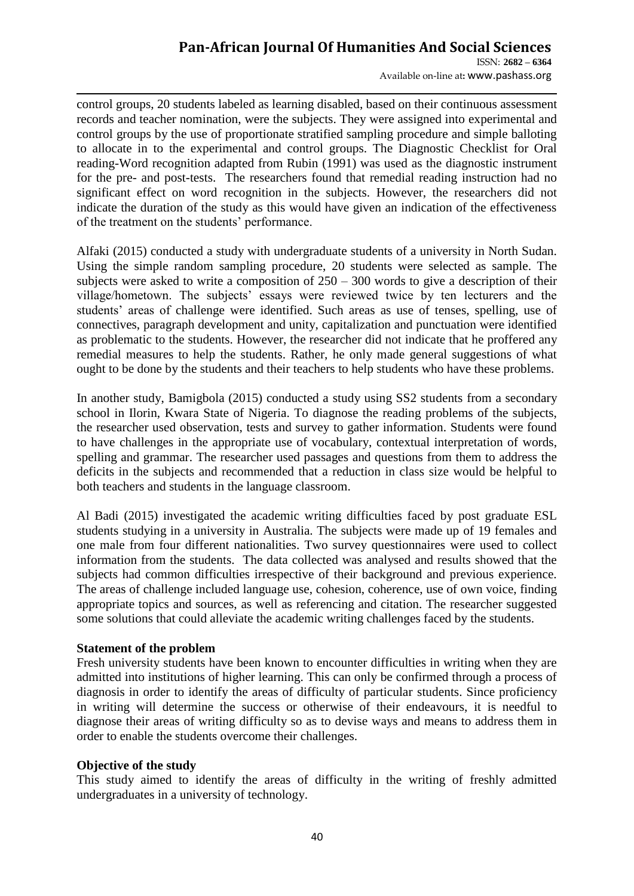control groups, 20 students labeled as learning disabled, based on their continuous assessment records and teacher nomination, were the subjects. They were assigned into experimental and control groups by the use of proportionate stratified sampling procedure and simple balloting to allocate in to the experimental and control groups. The Diagnostic Checklist for Oral reading-Word recognition adapted from Rubin (1991) was used as the diagnostic instrument for the pre- and post-tests. The researchers found that remedial reading instruction had no significant effect on word recognition in the subjects. However, the researchers did not indicate the duration of the study as this would have given an indication of the effectiveness of the treatment on the students' performance.

Alfaki (2015) conducted a study with undergraduate students of a university in North Sudan. Using the simple random sampling procedure, 20 students were selected as sample. The subjects were asked to write a composition of 250 – 300 words to give a description of their village/hometown. The subjects' essays were reviewed twice by ten lecturers and the students' areas of challenge were identified. Such areas as use of tenses, spelling, use of connectives, paragraph development and unity, capitalization and punctuation were identified as problematic to the students. However, the researcher did not indicate that he proffered any remedial measures to help the students. Rather, he only made general suggestions of what ought to be done by the students and their teachers to help students who have these problems.

In another study, Bamigbola (2015) conducted a study using SS2 students from a secondary school in Ilorin, Kwara State of Nigeria. To diagnose the reading problems of the subjects, the researcher used observation, tests and survey to gather information. Students were found to have challenges in the appropriate use of vocabulary, contextual interpretation of words, spelling and grammar. The researcher used passages and questions from them to address the deficits in the subjects and recommended that a reduction in class size would be helpful to both teachers and students in the language classroom.

Al Badi (2015) investigated the academic writing difficulties faced by post graduate ESL students studying in a university in Australia. The subjects were made up of 19 females and one male from four different nationalities. Two survey questionnaires were used to collect information from the students. The data collected was analysed and results showed that the subjects had common difficulties irrespective of their background and previous experience. The areas of challenge included language use, cohesion, coherence, use of own voice, finding appropriate topics and sources, as well as referencing and citation. The researcher suggested some solutions that could alleviate the academic writing challenges faced by the students.

**Statement of the problem**

Fresh university students have been known to encounter difficulties in writing when they are admitted into institutions of higher learning. This can only be confirmed through a process of diagnosis in order to identify the areas of difficulty of particular students. Since proficiency in writing will determine the success or otherwise of their endeavours, it is needful to diagnose their areas of writing difficulty so as to devise ways and means to address them in order to enable the students overcome their challenges.

**Objective of the study**

This study aimed to identify the areas of difficulty in the writing of freshly admitted undergraduates in a university of technology.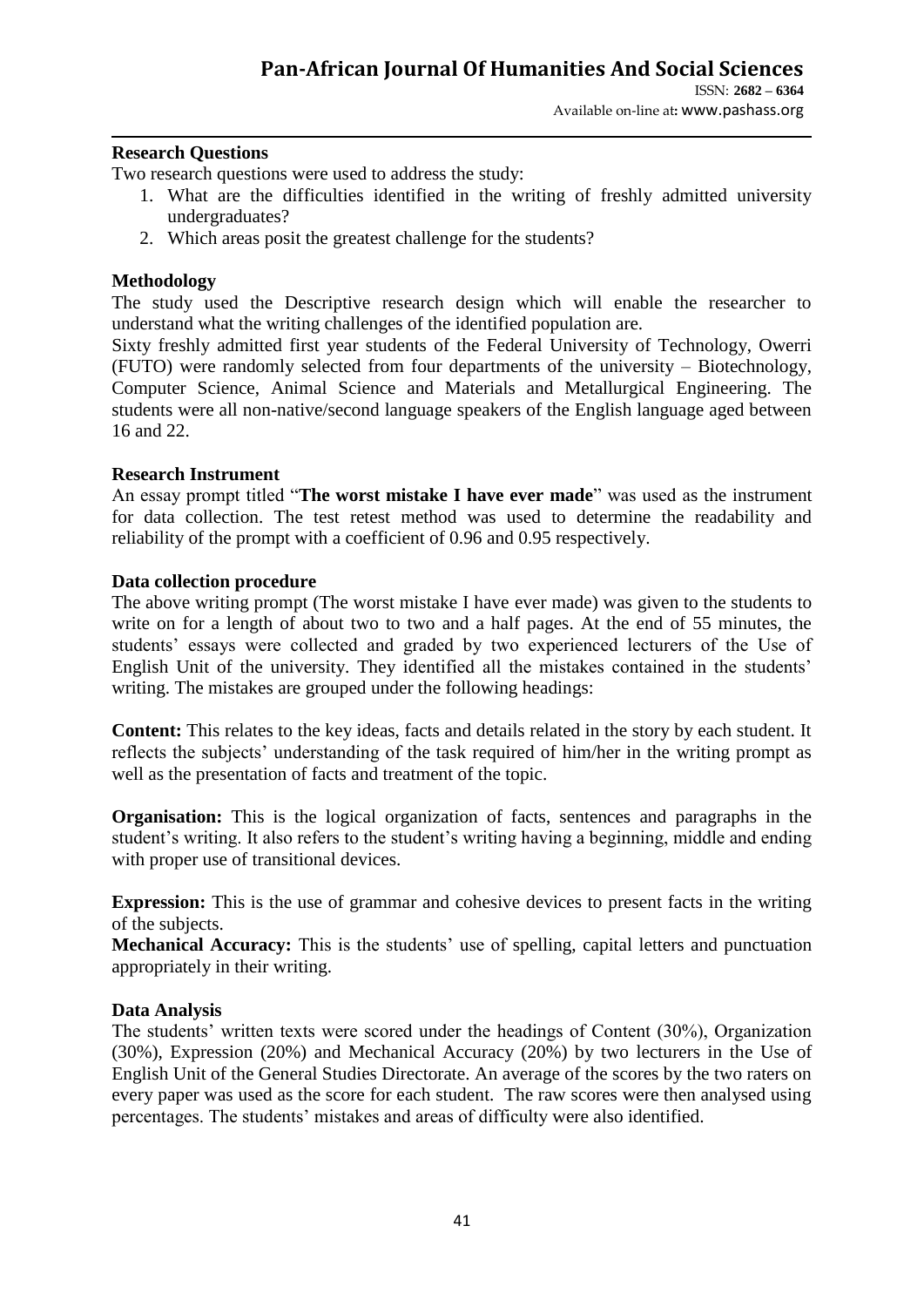### Research Questions

Two research questions were used to address the study:

1. What are the difficulties identified in the writing of freshly admitted university undergraduates?
2. Which areas posit the greatest challenge for the students?

### Methodology

The study used the Descriptive research design which will enable the researcher to understand what the writing challenges of the identified population are.

Sixty freshly admitted first year students of the Federal University of Technology, Owerri (FUTO) were randomly selected from four departments of the university – Biotechnology, Computer Science, Animal Science and Materials and Metallurgical Engineering. The students were all non-native/second language speakers of the English language aged between 16 and 22.

### Research Instrument

An essay prompt titled "**The worst mistake I have ever made**" was used as the instrument for data collection. The test retest method was used to determine the readability and reliability of the prompt with a coefficient of 0.96 and 0.95 respectively.

### Data collection procedure

The above writing prompt (The worst mistake I have ever made) was given to the students to write on for a length of about two to two and a half pages. At the end of 55 minutes, the students' essays were collected and graded by two experienced lecturers of the Use of English Unit of the university. They identified all the mistakes contained in the students' writing. The mistakes are grouped under the following headings:

**Content:** This relates to the key ideas, facts and details related in the story by each student. It reflects the subjects' understanding of the task required of him/her in the writing prompt as well as the presentation of facts and treatment of the topic.

**Organisation:** This is the logical organization of facts, sentences and paragraphs in the student's writing. It also refers to the student's writing having a beginning, middle and ending with proper use of transitional devices.

**Expression:** This is the use of grammar and cohesive devices to present facts in the writing of the subjects.

**Mechanical Accuracy:** This is the students' use of spelling, capital letters and punctuation appropriately in their writing.

### Data Analysis

The students' written texts were scored under the headings of Content (30%), Organization (30%), Expression (20%) and Mechanical Accuracy (20%) by two lecturers in the Use of English Unit of the General Studies Directorate. An average of the scores by the two raters on every paper was used as the score for each student. The raw scores were then analysed using percentages. The students' mistakes and areas of difficulty were also identified.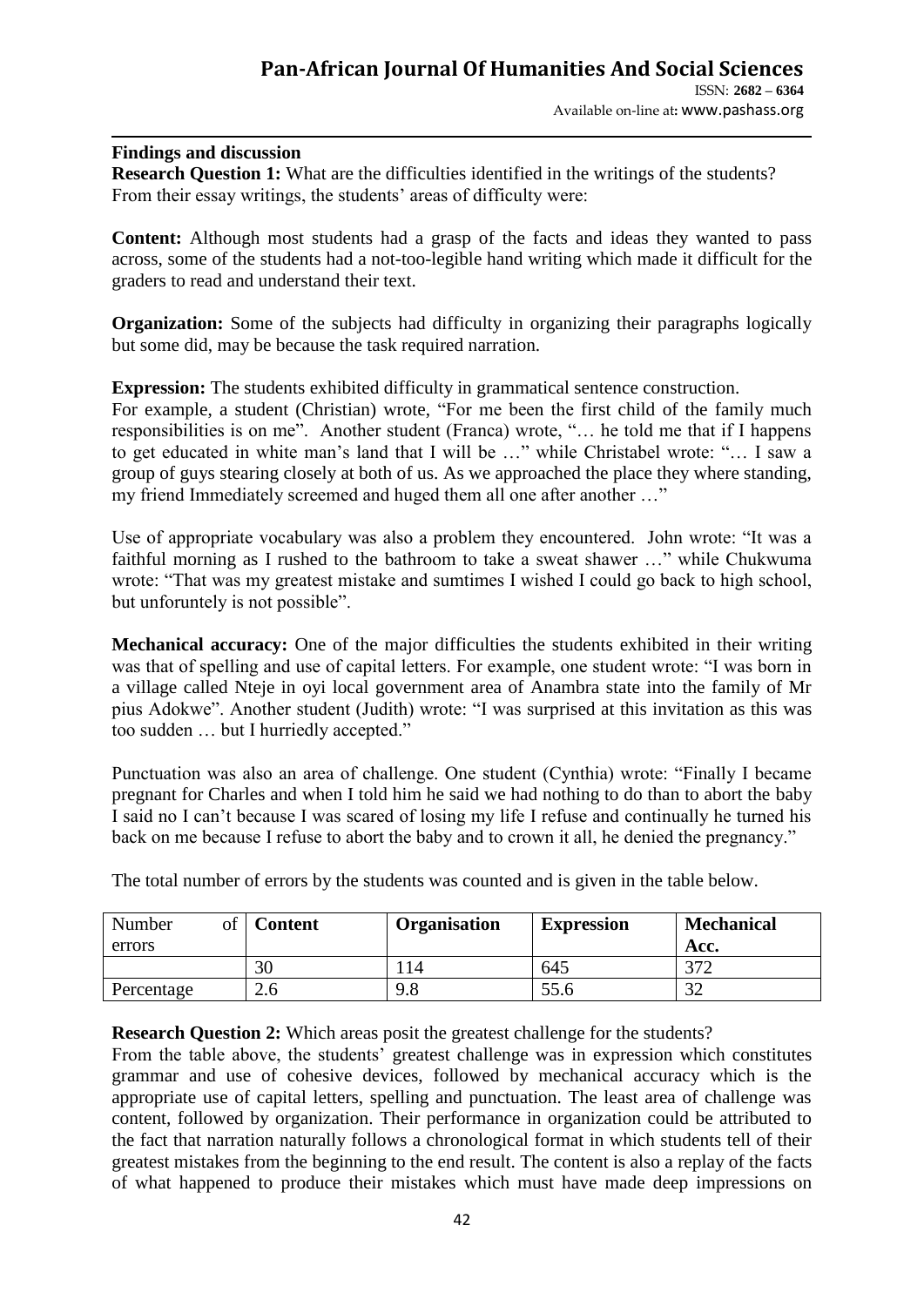**Findings and discussion**

**Research Question 1:** What are the difficulties identified in the writings of the students? From their essay writings, the students' areas of difficulty were:

**Content:** Although most students had a grasp of the facts and ideas they wanted to pass across, some of the students had a not-too-legible hand writing which made it difficult for the graders to read and understand their text.

**Organization:** Some of the subjects had difficulty in organizing their paragraphs logically but some did, may be because the task required narration.

**Expression:** The students exhibited difficulty in grammatical sentence construction.
For example, a student (Christian) wrote, "For me been the first child of the family much responsibilities is on me". Another student (Franca) wrote, "… he told me that if I happens to get educated in white man's land that I will be …" while Christabel wrote: "… I saw a group of guys stearing closely at both of us. As we approached the place they where standing, my friend Immediately screemed and huged them all one after another …"

Use of appropriate vocabulary was also a problem they encountered. John wrote: "It was a faithful morning as I rushed to the bathroom to take a sweat shawer …" while Chukwuma wrote: "That was my greatest mistake and sumtimes I wished I could go back to high school, but unforuntely is not possible".

**Mechanical accuracy:** One of the major difficulties the students exhibited in their writing was that of spelling and use of capital letters. For example, one student wrote: "I was born in a village called Nteje in oyi local government area of Anambra state into the family of Mr pius Adokwe". Another student (Judith) wrote: "I was surprised at this invitation as this was too sudden … but I hurriedly accepted."

Punctuation was also an area of challenge. One student (Cynthia) wrote: "Finally I became pregnant for Charles and when I told him he said we had nothing to do than to abort the baby I said no I can't because I was scared of losing my life I refuse and continually he turned his back on me because I refuse to abort the baby and to crown it all, he denied the pregnancy."

The total number of errors by the students was counted and is given in the table below.

| Number of errors | **Content** | **Organisation** | **Expression** | **Mechanical Acc.** |
|---|---|---|---|---|
| | 30 | 114 | 645 | 372 |
| Percentage | 2.6 | 9.8 | 55.6 | 32 |

**Research Question 2:** Which areas posit the greatest challenge for the students?
From the table above, the students' greatest challenge was in expression which constitutes grammar and use of cohesive devices, followed by mechanical accuracy which is the appropriate use of capital letters, spelling and punctuation. The least area of challenge was content, followed by organization. Their performance in organization could be attributed to the fact that narration naturally follows a chronological format in which students tell of their greatest mistakes from the beginning to the end result. The content is also a replay of the facts of what happened to produce their mistakes which must have made deep impressions on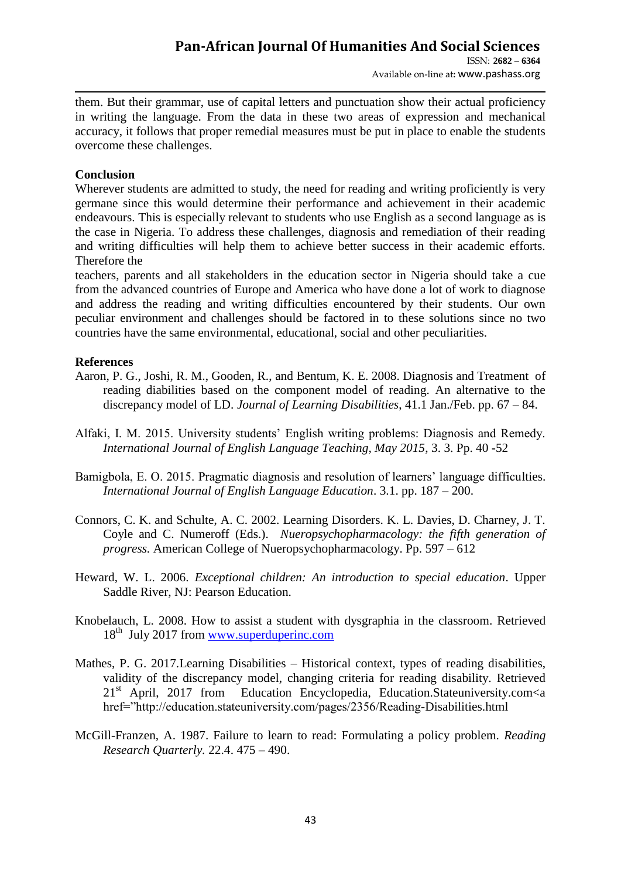them. But their grammar, use of capital letters and punctuation show their actual proficiency in writing the language. From the data in these two areas of expression and mechanical accuracy, it follows that proper remedial measures must be put in place to enable the students overcome these challenges.

**Conclusion**

Wherever students are admitted to study, the need for reading and writing proficiently is very germane since this would determine their performance and achievement in their academic endeavours. This is especially relevant to students who use English as a second language as is the case in Nigeria. To address these challenges, diagnosis and remediation of their reading and writing difficulties will help them to achieve better success in their academic efforts. Therefore the

teachers, parents and all stakeholders in the education sector in Nigeria should take a cue from the advanced countries of Europe and America who have done a lot of work to diagnose and address the reading and writing difficulties encountered by their students. Our own peculiar environment and challenges should be factored in to these solutions since no two countries have the same environmental, educational, social and other peculiarities.

**References**

Aaron, P. G., Joshi, R. M., Gooden, R., and Bentum, K. E. 2008. Diagnosis and Treatment of reading diabilities based on the component model of reading. An alternative to the discrepancy model of LD. *Journal of Learning Disabilities*, 41.1 Jan./Feb. pp. 67 – 84.

Alfaki, I. M. 2015. University students' English writing problems: Diagnosis and Remedy. *International Journal of English Language Teaching, May 2015*, 3. 3. Pp. 40 -52

Bamigbola, E. O. 2015. Pragmatic diagnosis and resolution of learners' language difficulties. *International Journal of English Language Education*. 3.1. pp. 187 – 200.

Connors, C. K. and Schulte, A. C. 2002. Learning Disorders. K. L. Davies, D. Charney, J. T. Coyle and C. Numeroff (Eds.). *Nueropsychopharmacology: the fifth generation of progress.* American College of Nueropsychopharmacology. Pp. 597 – 612

Heward, W. L. 2006. *Exceptional children: An introduction to special education*. Upper Saddle River, NJ: Pearson Education.

Knobelauch, L. 2008. How to assist a student with dysgraphia in the classroom. Retrieved 18th July 2017 from www.superduperinc.com

Mathes, P. G. 2017.Learning Disabilities – Historical context, types of reading disabilities, validity of the discrepancy model, changing criteria for reading disability. Retrieved 21st April, 2017 from Education Encyclopedia, Education.Stateuniversity.com<a href="http://education.stateuniversity.com/pages/2356/Reading-Disabilities.html

McGill-Franzen, A. 1987. Failure to learn to read: Formulating a policy problem. *Reading Research Quarterly*. 22.4. 475 – 490.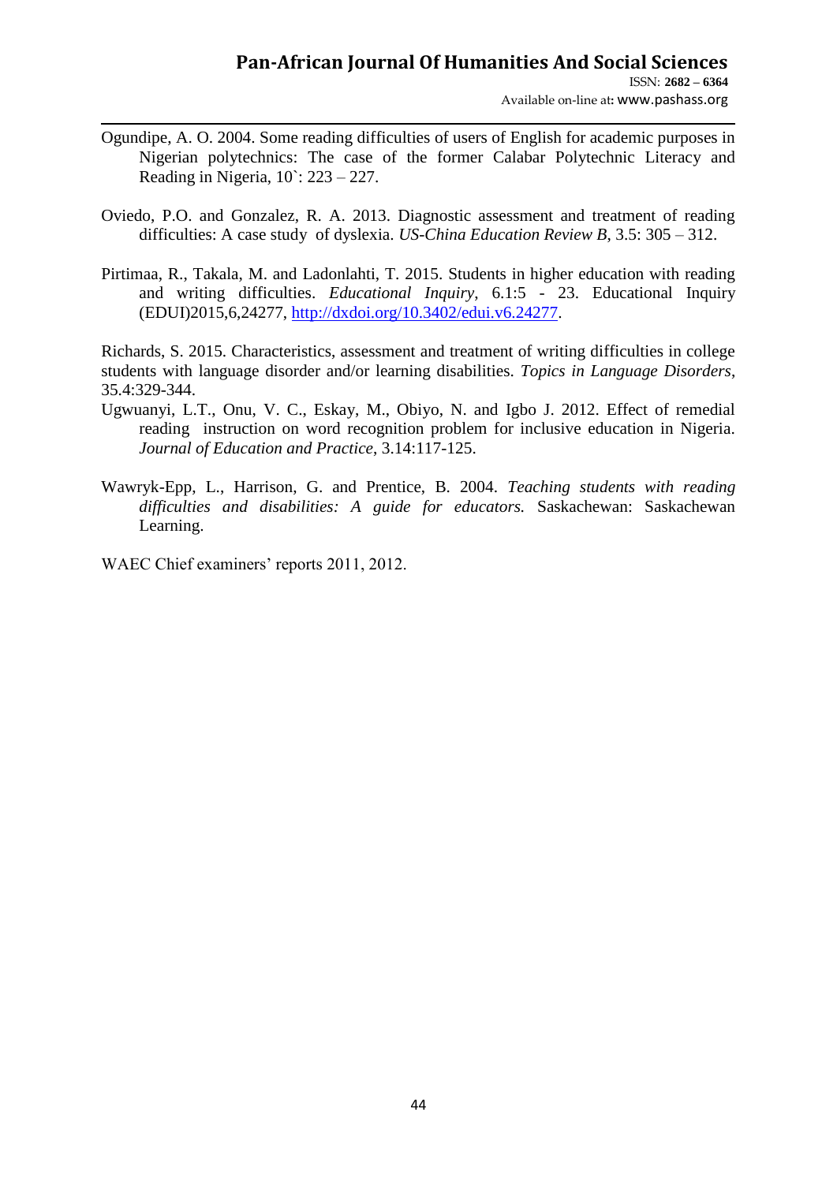Ogundipe, A. O. 2004. Some reading difficulties of users of English for academic purposes in Nigerian polytechnics: The case of the former Calabar Polytechnic Literacy and Reading in Nigeria, 10`: 223 – 227.

Oviedo, P.O. and Gonzalez, R. A. 2013. Diagnostic assessment and treatment of reading difficulties: A case study of dyslexia. *US-China Education Review B*, 3.5: 305 – 312.

Pirtimaa, R., Takala, M. and Ladonlahti, T. 2015. Students in higher education with reading and writing difficulties. *Educational Inquiry*, 6.1:5 - 23. Educational Inquiry (EDUI)2015,6,24277, http://dxdoi.org/10.3402/edui.v6.24277.

Richards, S. 2015. Characteristics, assessment and treatment of writing difficulties in college students with language disorder and/or learning disabilities. *Topics in Language Disorders*, 35.4:329-344.

Ugwuanyi, L.T., Onu, V. C., Eskay, M., Obiyo, N. and Igbo J. 2012. Effect of remedial reading instruction on word recognition problem for inclusive education in Nigeria. *Journal of Education and Practice,* 3.14:117-125.

Wawryk-Epp, L., Harrison, G. and Prentice, B. 2004. *Teaching students with reading difficulties and disabilities: A guide for educators.* Saskachewan: Saskachewan Learning.

WAEC Chief examiners' reports 2011, 2012.